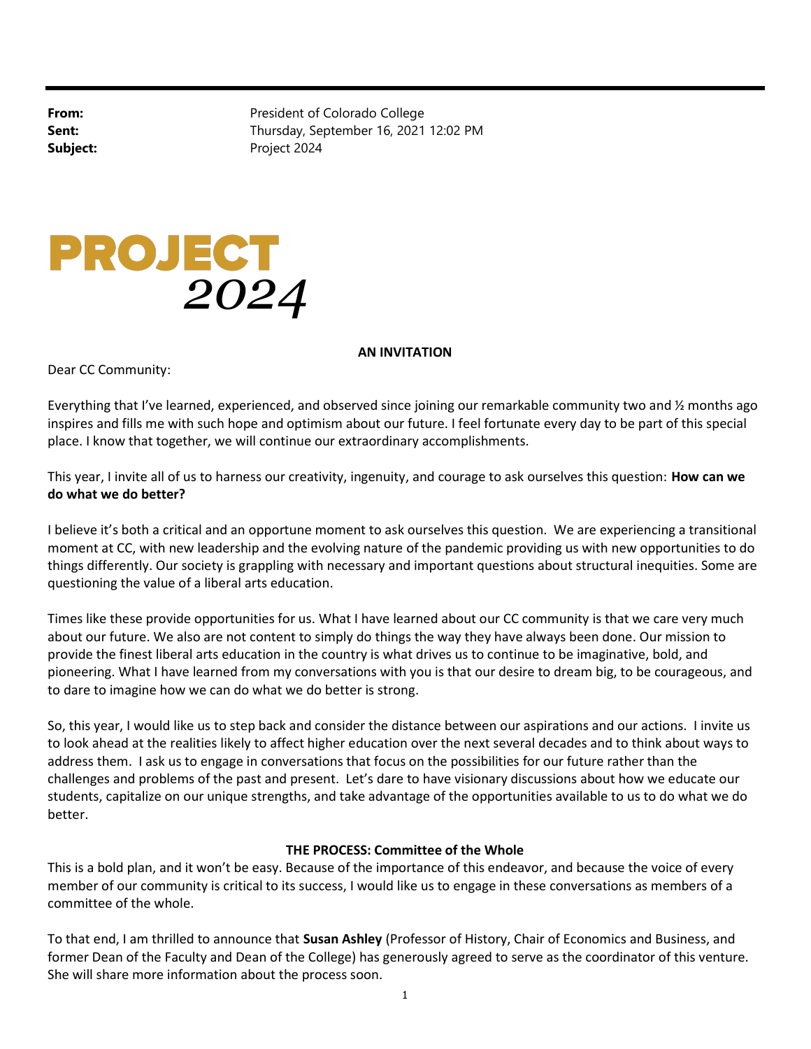**From:** President of Colorado College
**Sent:** Thursday, September 16, 2021 12:02 PM
**Subject:** Project 2024

# PROJECT *2024*

**AN INVITATION**

Dear CC Community:

Everything that I've learned, experienced, and observed since joining our remarkable community two and ½ months ago inspires and fills me with such hope and optimism about our future. I feel fortunate every day to be part of this special place. I know that together, we will continue our extraordinary accomplishments.

This year, I invite all of us to harness our creativity, ingenuity, and courage to ask ourselves this question: **How can we do what we do better?**

I believe it's both a critical and an opportune moment to ask ourselves this question. We are experiencing a transitional moment at CC, with new leadership and the evolving nature of the pandemic providing us with new opportunities to do things differently. Our society is grappling with necessary and important questions about structural inequities. Some are questioning the value of a liberal arts education.

Times like these provide opportunities for us. What I have learned about our CC community is that we care very much about our future. We also are not content to simply do things the way they have always been done. Our mission to provide the finest liberal arts education in the country is what drives us to continue to be imaginative, bold, and pioneering. What I have learned from my conversations with you is that our desire to dream big, to be courageous, and to dare to imagine how we can do what we do better is strong.

So, this year, I would like us to step back and consider the distance between our aspirations and our actions. I invite us to look ahead at the realities likely to affect higher education over the next several decades and to think about ways to address them. I ask us to engage in conversations that focus on the possibilities for our future rather than the challenges and problems of the past and present. Let's dare to have visionary discussions about how we educate our students, capitalize on our unique strengths, and take advantage of the opportunities available to us to do what we do better.

**THE PROCESS: Committee of the Whole**

This is a bold plan, and it won't be easy. Because of the importance of this endeavor, and because the voice of every member of our community is critical to its success, I would like us to engage in these conversations as members of a committee of the whole.

To that end, I am thrilled to announce that **Susan Ashley** (Professor of History, Chair of Economics and Business, and former Dean of the Faculty and Dean of the College) has generously agreed to serve as the coordinator of this venture. She will share more information about the process soon.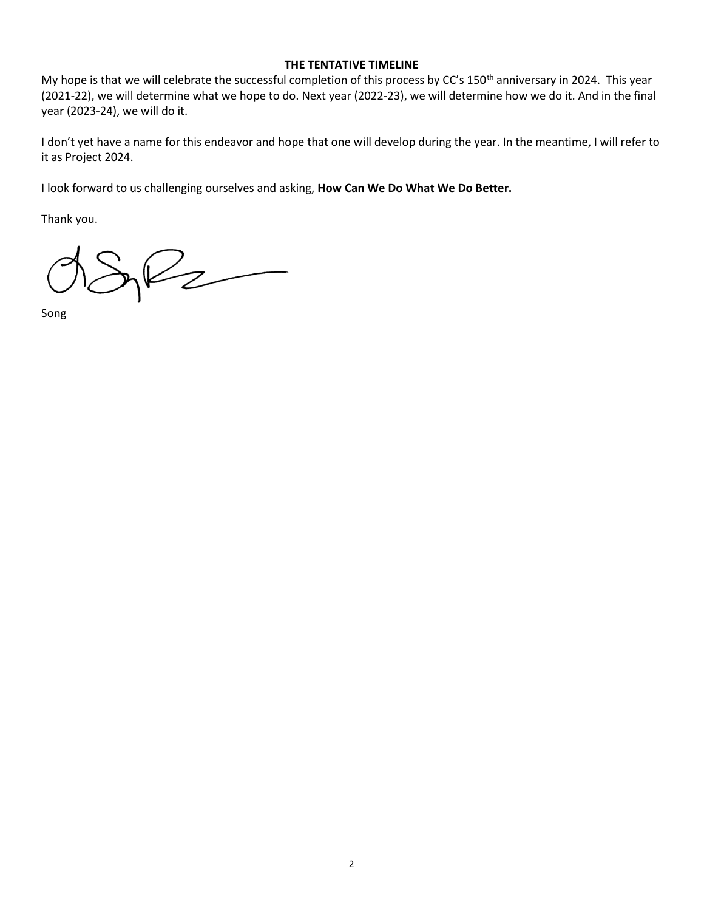## THE TENTATIVE TIMELINE

My hope is that we will celebrate the successful completion of this process by CC's 150th anniversary in 2024. This year (2021-22), we will determine what we hope to do. Next year (2022-23), we will determine how we do it. And in the final year (2023-24), we will do it.

I don't yet have a name for this endeavor and hope that one will develop during the year. In the meantime, I will refer to it as Project 2024.

I look forward to us challenging ourselves and asking, **How Can We Do What We Do Better.**

Thank you.

Song